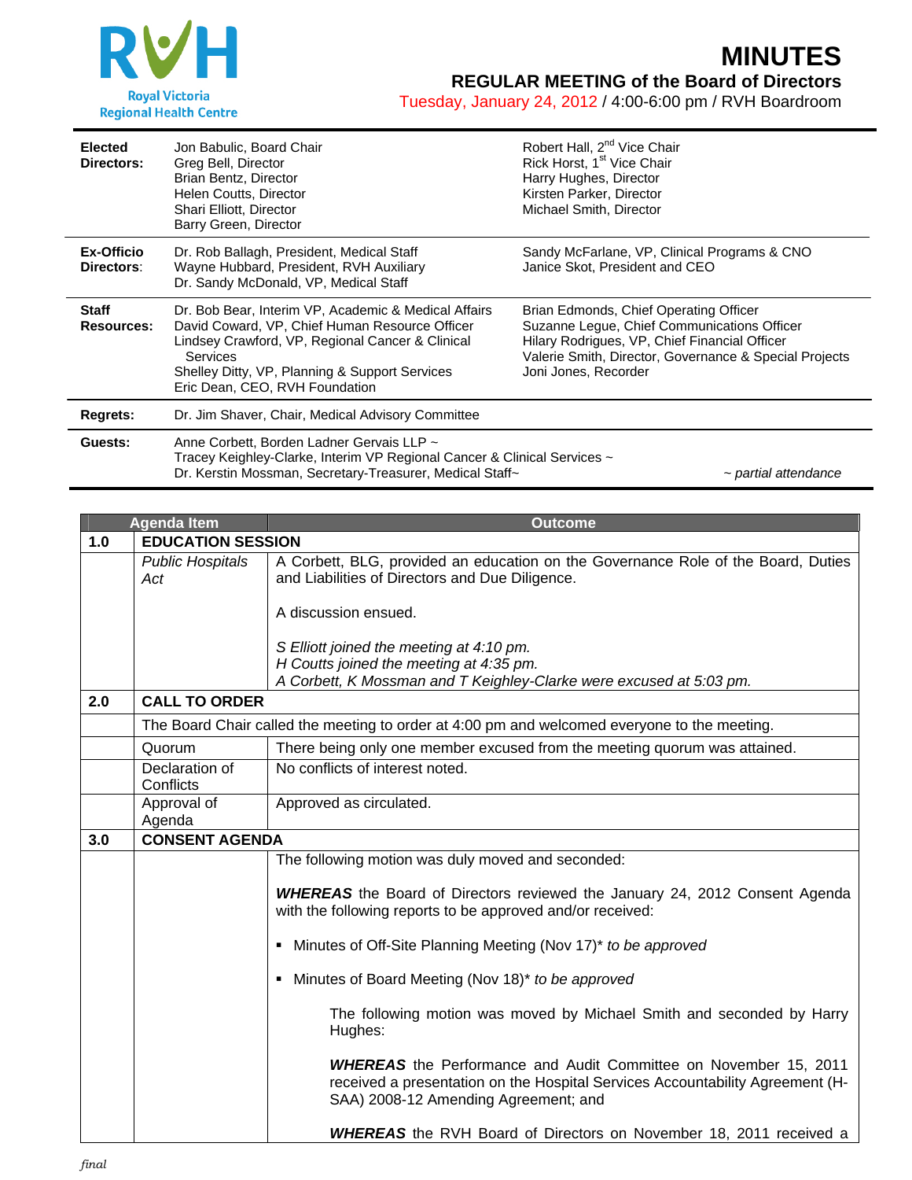Royal Victoria Regional Health Centre

# MINUTES

## REGULAR MEETING of the Board of Directors

Tuesday, January 24, 2012 / 4:00-6:00 pm / RVH Boardroom

| | | |
|---|---|---|
| **Elected Directors:** | Jon Babulic, Board Chair<br>Greg Bell, Director<br>Brian Bentz, Director<br>Helen Coutts, Director<br>Shari Elliott, Director<br>Barry Green, Director | Robert Hall, 2nd Vice Chair<br>Rick Horst, 1st Vice Chair<br>Harry Hughes, Director<br>Kirsten Parker, Director<br>Michael Smith, Director |
| **Ex-Officio Directors:** | Dr. Rob Ballagh, President, Medical Staff<br>Wayne Hubbard, President, RVH Auxiliary<br>Dr. Sandy McDonald, VP, Medical Staff | Sandy McFarlane, VP, Clinical Programs & CNO<br>Janice Skot, President and CEO |
| **Staff Resources:** | Dr. Bob Bear, Interim VP, Academic & Medical Affairs<br>David Coward, VP, Chief Human Resource Officer<br>Lindsey Crawford, VP, Regional Cancer & Clinical Services<br>Shelley Ditty, VP, Planning & Support Services<br>Eric Dean, CEO, RVH Foundation | Brian Edmonds, Chief Operating Officer<br>Suzanne Legue, Chief Communications Officer<br>Hilary Rodrigues, VP, Chief Financial Officer<br>Valerie Smith, Director, Governance & Special Projects<br>Joni Jones, Recorder |
| **Regrets:** | Dr. Jim Shaver, Chair, Medical Advisory Committee | |
| **Guests:** | Anne Corbett, Borden Ladner Gervais LLP ~<br>Tracey Keighley-Clarke, Interim VP Regional Cancer & Clinical Services ~<br>Dr. Kerstin Mossman, Secretary-Treasurer, Medical Staff~ | *~ partial attendance* |

| | Agenda Item | Outcome |
|---|---|---|
| **1.0** | **EDUCATION SESSION** | |
| | *Public Hospitals Act* | A Corbett, BLG, provided an education on the Governance Role of the Board, Duties and Liabilities of Directors and Due Diligence.<br><br>A discussion ensued.<br><br>*S Elliott joined the meeting at 4:10 pm.*<br>*H Coutts joined the meeting at 4:35 pm.*<br>*A Corbett, K Mossman and T Keighley-Clarke were excused at 5:03 pm.* |
| **2.0** | **CALL TO ORDER** | |
| | The Board Chair called the meeting to order at 4:00 pm and welcomed everyone to the meeting. | |
| | Quorum | There being only one member excused from the meeting quorum was attained. |
| | Declaration of Conflicts | No conflicts of interest noted. |
| | Approval of Agenda | Approved as circulated. |
| **3.0** | **CONSENT AGENDA** | |
| | | The following motion was duly moved and seconded:<br><br>***WHEREAS*** the Board of Directors reviewed the January 24, 2012 Consent Agenda with the following reports to be approved and/or received:<br><br>▪ Minutes of Off-Site Planning Meeting (Nov 17)* *to be approved*<br><br>▪ Minutes of Board Meeting (Nov 18)* *to be approved*<br><br>The following motion was moved by Michael Smith and seconded by Harry Hughes:<br><br>***WHEREAS*** the Performance and Audit Committee on November 15, 2011 received a presentation on the Hospital Services Accountability Agreement (H-SAA) 2008-12 Amending Agreement; and<br><br>***WHEREAS*** the RVH Board of Directors on November 18, 2011 received a |

*final*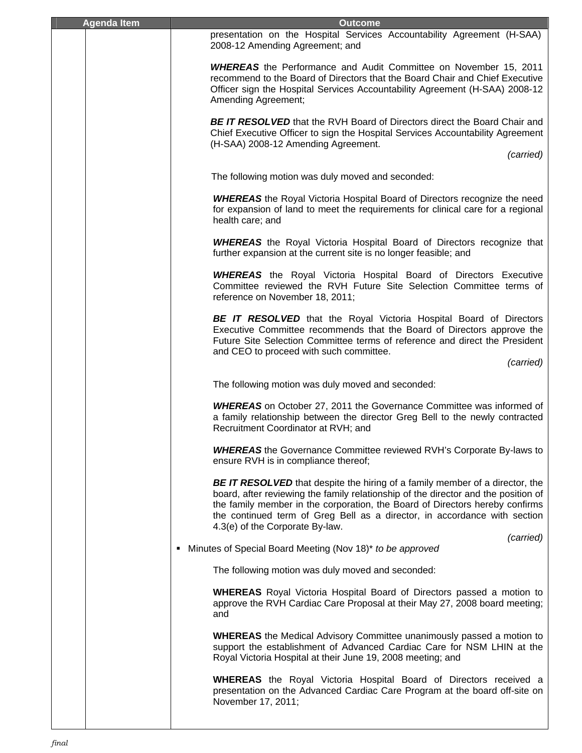| Agenda Item | | Outcome |
|---|---|---|
| | | presentation on the Hospital Services Accountability Agreement (H-SAA) 2008-12 Amending Agreement; and<br><br>***WHEREAS*** the Performance and Audit Committee on November 15, 2011 recommend to the Board of Directors that the Board Chair and Chief Executive Officer sign the Hospital Services Accountability Agreement (H-SAA) 2008-12 Amending Agreement;<br><br>***BE IT RESOLVED*** that the RVH Board of Directors direct the Board Chair and Chief Executive Officer to sign the Hospital Services Accountability Agreement (H-SAA) 2008-12 Amending Agreement.<br>*(carried)*<br><br>The following motion was duly moved and seconded:<br><br>***WHEREAS*** the Royal Victoria Hospital Board of Directors recognize the need for expansion of land to meet the requirements for clinical care for a regional health care; and<br><br>***WHEREAS*** the Royal Victoria Hospital Board of Directors recognize that further expansion at the current site is no longer feasible; and<br><br>***WHEREAS*** the Royal Victoria Hospital Board of Directors Executive Committee reviewed the RVH Future Site Selection Committee terms of reference on November 18, 2011;<br><br>***BE IT RESOLVED*** that the Royal Victoria Hospital Board of Directors Executive Committee recommends that the Board of Directors approve the Future Site Selection Committee terms of reference and direct the President and CEO to proceed with such committee.<br>*(carried)*<br><br>The following motion was duly moved and seconded:<br><br>***WHEREAS*** on October 27, 2011 the Governance Committee was informed of a family relationship between the director Greg Bell to the newly contracted Recruitment Coordinator at RVH; and<br><br>***WHEREAS*** the Governance Committee reviewed RVH's Corporate By-laws to ensure RVH is in compliance thereof;<br><br>***BE IT RESOLVED*** that despite the hiring of a family member of a director, the board, after reviewing the family relationship of the director and the position of the family member in the corporation, the Board of Directors hereby confirms the continued term of Greg Bell as a director, in accordance with section 4.3(e) of the Corporate By-law.<br>*(carried)*<br><br>▪ Minutes of Special Board Meeting (Nov 18)* *to be approved*<br><br>The following motion was duly moved and seconded:<br><br>**WHEREAS** Royal Victoria Hospital Board of Directors passed a motion to approve the RVH Cardiac Care Proposal at their May 27, 2008 board meeting; and<br><br>**WHEREAS** the Medical Advisory Committee unanimously passed a motion to support the establishment of Advanced Cardiac Care for NSM LHIN at the Royal Victoria Hospital at their June 19, 2008 meeting; and<br><br>**WHEREAS** the Royal Victoria Hospital Board of Directors received a presentation on the Advanced Cardiac Care Program at the board off-site on November 17, 2011; |

*final*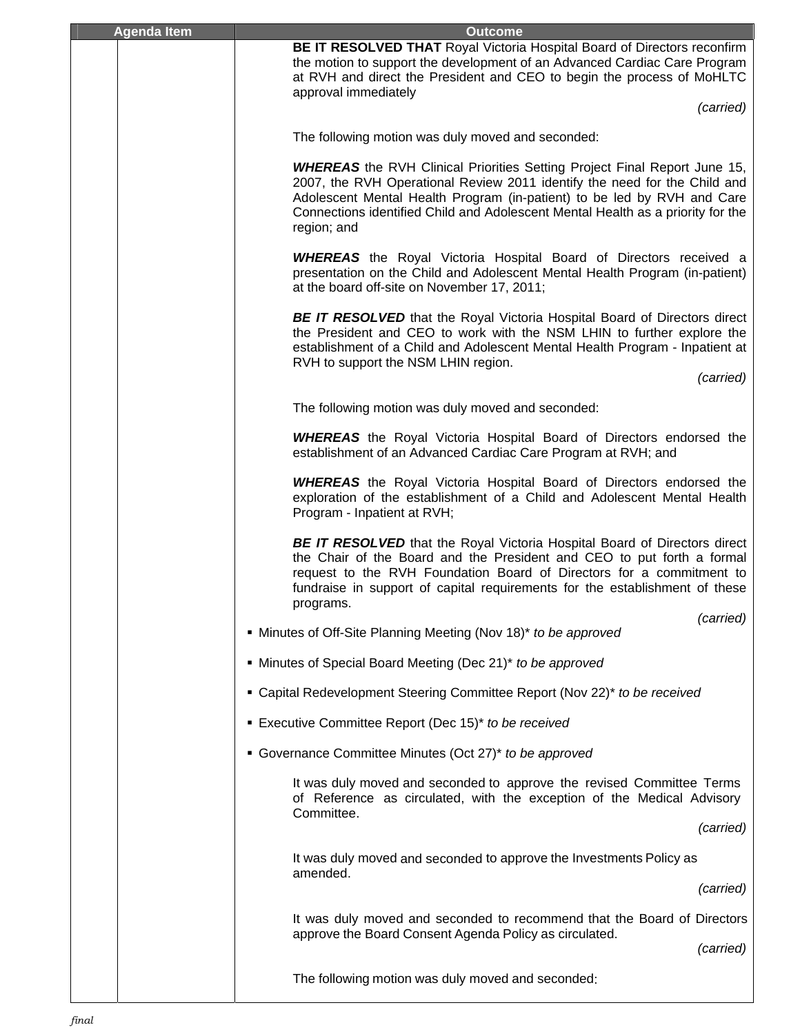| Agenda Item | | Outcome |
|---|---|---|
| | | **BE IT RESOLVED THAT** Royal Victoria Hospital Board of Directors reconfirm the motion to support the development of an Advanced Cardiac Care Program at RVH and direct the President and CEO to begin the process of MoHLTC approval immediately<br>*(carried)*<br><br>The following motion was duly moved and seconded:<br><br>***WHEREAS*** the RVH Clinical Priorities Setting Project Final Report June 15, 2007, the RVH Operational Review 2011 identify the need for the Child and Adolescent Mental Health Program (in-patient) to be led by RVH and Care Connections identified Child and Adolescent Mental Health as a priority for the region; and<br><br>***WHEREAS*** the Royal Victoria Hospital Board of Directors received a presentation on the Child and Adolescent Mental Health Program (in-patient) at the board off-site on November 17, 2011;<br><br>***BE IT RESOLVED*** that the Royal Victoria Hospital Board of Directors direct the President and CEO to work with the NSM LHIN to further explore the establishment of a Child and Adolescent Mental Health Program - Inpatient at RVH to support the NSM LHIN region.<br>*(carried)*<br><br>The following motion was duly moved and seconded:<br><br>***WHEREAS*** the Royal Victoria Hospital Board of Directors endorsed the establishment of an Advanced Cardiac Care Program at RVH; and<br><br>***WHEREAS*** the Royal Victoria Hospital Board of Directors endorsed the exploration of the establishment of a Child and Adolescent Mental Health Program - Inpatient at RVH;<br><br>***BE IT RESOLVED*** that the Royal Victoria Hospital Board of Directors direct the Chair of the Board and the President and CEO to put forth a formal request to the RVH Foundation Board of Directors for a commitment to fundraise in support of capital requirements for the establishment of these programs.<br>*(carried)*<br><br>▪ Minutes of Off-Site Planning Meeting (Nov 18)* *to be approved*<br><br>▪ Minutes of Special Board Meeting (Dec 21)* *to be approved*<br><br>▪ Capital Redevelopment Steering Committee Report (Nov 22)* *to be received*<br><br>▪ Executive Committee Report (Dec 15)* *to be received*<br><br>▪ Governance Committee Minutes (Oct 27)* *to be approved*<br><br>It was duly moved and seconded to approve the revised Committee Terms of Reference as circulated, with the exception of the Medical Advisory Committee.<br>*(carried)*<br><br>It was duly moved and seconded to approve the Investments Policy as amended.<br>*(carried)*<br><br>It was duly moved and seconded to recommend that the Board of Directors approve the Board Consent Agenda Policy as circulated.<br>*(carried)*<br><br>The following motion was duly moved and seconded: |

*final*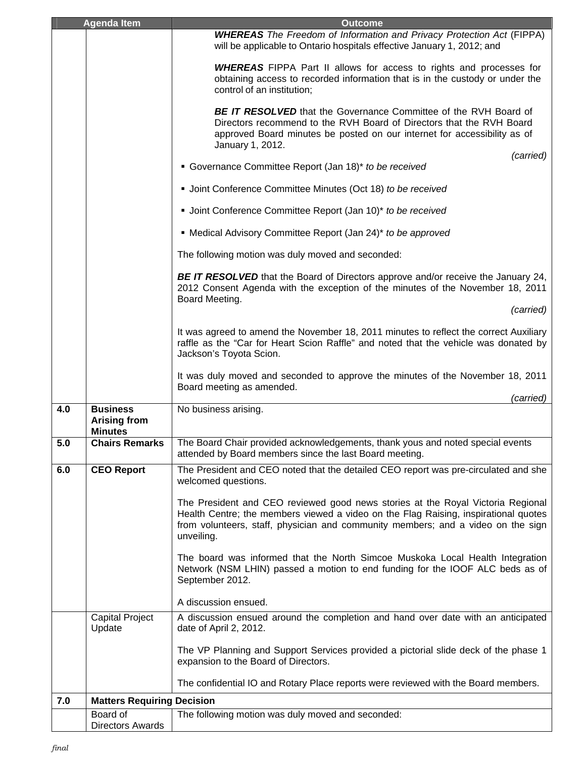| Agenda Item | | Outcome |
|---|---|---|
| | | ***WHEREAS*** *The Freedom of Information and Privacy Protection Act* (FIPPA) will be applicable to Ontario hospitals effective January 1, 2012; and<br><br>***WHEREAS*** FIPPA Part II allows for access to rights and processes for obtaining access to recorded information that is in the custody or under the control of an institution;<br><br>***BE IT RESOLVED*** that the Governance Committee of the RVH Board of Directors recommend to the RVH Board of Directors that the RVH Board approved Board minutes be posted on our internet for accessibility as of January 1, 2012.<br>*(carried)*<br><br>▪ Governance Committee Report (Jan 18)* *to be received*<br><br>▪ Joint Conference Committee Minutes (Oct 18) *to be received*<br><br>▪ Joint Conference Committee Report (Jan 10)* *to be received*<br><br>▪ Medical Advisory Committee Report (Jan 24)* *to be approved*<br><br>The following motion was duly moved and seconded:<br><br>***BE IT RESOLVED*** that the Board of Directors approve and/or receive the January 24, 2012 Consent Agenda with the exception of the minutes of the November 18, 2011 Board Meeting.<br>*(carried)*<br><br>It was agreed to amend the November 18, 2011 minutes to reflect the correct Auxiliary raffle as the "Car for Heart Scion Raffle" and noted that the vehicle was donated by Jackson's Toyota Scion.<br><br>It was duly moved and seconded to approve the minutes of the November 18, 2011 Board meeting as amended.<br>*(carried)* |
| **4.0** | **Business Arising from Minutes** | No business arising. |
| **5.0** | **Chairs Remarks** | The Board Chair provided acknowledgements, thank yous and noted special events attended by Board members since the last Board meeting. |
| **6.0** | **CEO Report** | The President and CEO noted that the detailed CEO report was pre-circulated and she welcomed questions.<br><br>The President and CEO reviewed good news stories at the Royal Victoria Regional Health Centre; the members viewed a video on the Flag Raising, inspirational quotes from volunteers, staff, physician and community members; and a video on the sign unveiling.<br><br>The board was informed that the North Simcoe Muskoka Local Health Integration Network (NSM LHIN) passed a motion to end funding for the IOOF ALC beds as of September 2012.<br><br>A discussion ensued. |
| | Capital Project Update | A discussion ensued around the completion and hand over date with an anticipated date of April 2, 2012.<br><br>The VP Planning and Support Services provided a pictorial slide deck of the phase 1 expansion to the Board of Directors.<br><br>The confidential IO and Rotary Place reports were reviewed with the Board members. |
| **7.0** | **Matters Requiring Decision** | |
| | Board of Directors Awards | The following motion was duly moved and seconded: |

*final*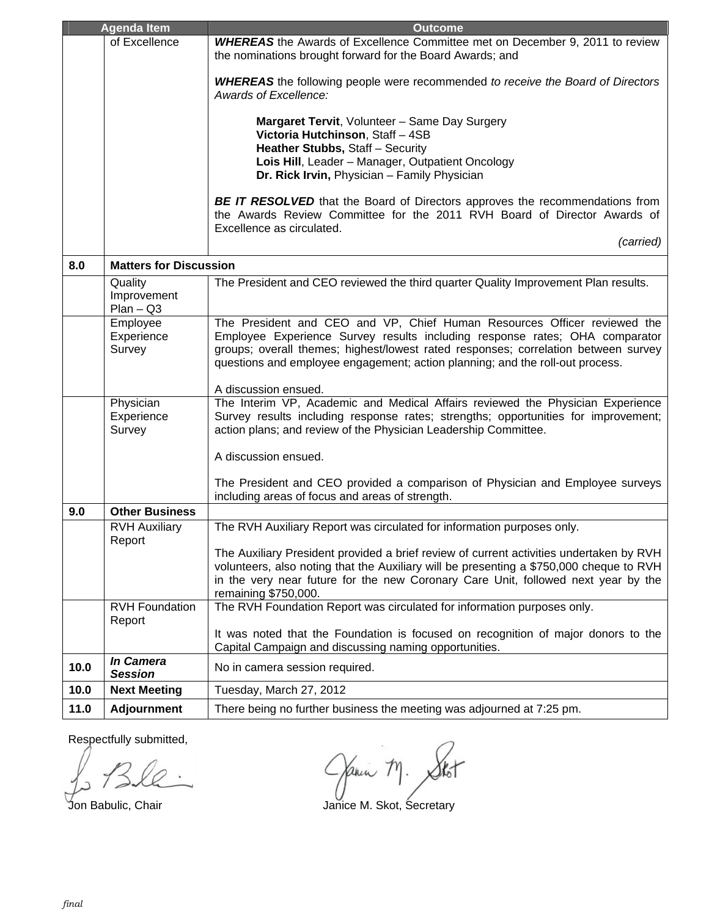| Agenda Item | | Outcome |
|---|---|---|
| | of Excellence | ***WHEREAS*** the Awards of Excellence Committee met on December 9, 2011 to review the nominations brought forward for the Board Awards; and<br><br>***WHEREAS*** the following people were recommended *to receive the Board of Directors Awards of Excellence:*<br><br>**Margaret Tervit**, Volunteer – Same Day Surgery<br>**Victoria Hutchinson**, Staff – 4SB<br>**Heather Stubbs,** Staff – Security<br>**Lois Hill**, Leader – Manager, Outpatient Oncology<br>**Dr. Rick Irvin,** Physician – Family Physician<br><br>***BE IT RESOLVED*** that the Board of Directors approves the recommendations from the Awards Review Committee for the 2011 RVH Board of Director Awards of Excellence as circulated.<br>*(carried)* |
| **8.0** | **Matters for Discussion** | |
| | Quality Improvement Plan – Q3 | The President and CEO reviewed the third quarter Quality Improvement Plan results. |
| | Employee Experience Survey | The President and CEO and VP, Chief Human Resources Officer reviewed the Employee Experience Survey results including response rates; OHA comparator groups; overall themes; highest/lowest rated responses; correlation between survey questions and employee engagement; action planning; and the roll-out process.<br><br>A discussion ensued. |
| | Physician Experience Survey | The Interim VP, Academic and Medical Affairs reviewed the Physician Experience Survey results including response rates; strengths; opportunities for improvement; action plans; and review of the Physician Leadership Committee.<br><br>A discussion ensued.<br><br>The President and CEO provided a comparison of Physician and Employee surveys including areas of focus and areas of strength. |
| **9.0** | **Other Business** | |
| | RVH Auxiliary Report | The RVH Auxiliary Report was circulated for information purposes only.<br><br>The Auxiliary President provided a brief review of current activities undertaken by RVH volunteers, also noting that the Auxiliary will be presenting a $750,000 cheque to RVH in the very near future for the new Coronary Care Unit, followed next year by the remaining $750,000. |
| | RVH Foundation Report | The RVH Foundation Report was circulated for information purposes only.<br><br>It was noted that the Foundation is focused on recognition of major donors to the Capital Campaign and discussing naming opportunities. |
| **10.0** | ***In Camera Session*** | No in camera session required. |
| **10.0** | **Next Meeting** | Tuesday, March 27, 2012 |
| **11.0** | **Adjournment** | There being no further business the meeting was adjourned at 7:25 pm. |

Respectfully submitted,

Jon Babulic, Chair

Janice M. Skot, Secretary

*final*